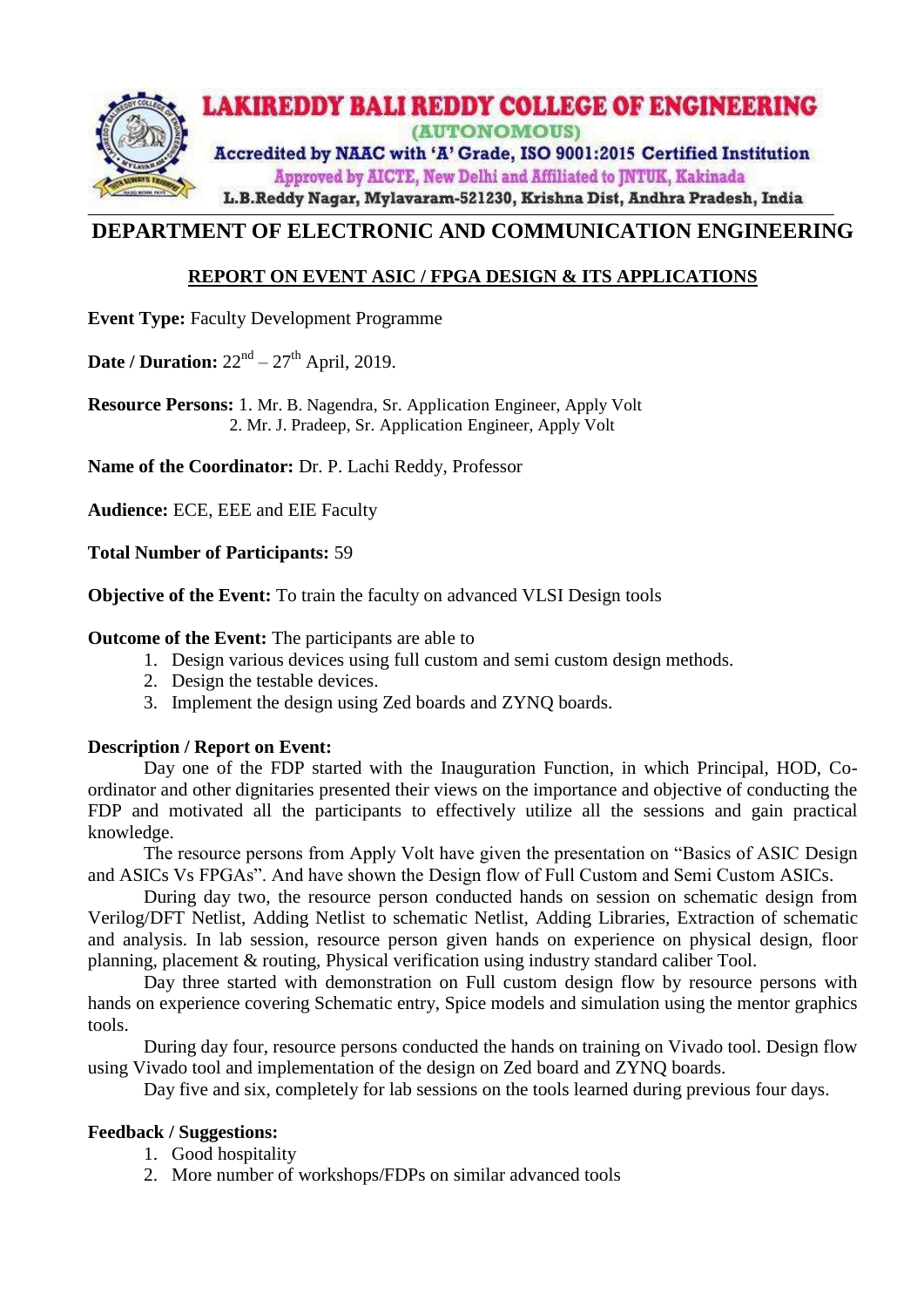# LAKIREDDY BALI REDDY COLLEGE OF ENGINEERING

(AUTONOMOUS)

Accredited by NAAC with 'A' Grade, ISO 9001:2015 Certified Institution

Approved by AICTE, New Delhi and Affiliated to JNTUK, Kakinada

L.B.Reddy Nagar, Mylavaram-521230, Krishna Dist, Andhra Pradesh, India

## DEPARTMENT OF ELECTRONIC AND COMMUNICATION ENGINEERING

### REPORT ON EVENT ASIC / FPGA DESIGN & ITS APPLICATIONS

**Event Type:** Faculty Development Programme

**Date / Duration:** 22nd – 27th April, 2019.

**Resource Persons:** 1. Mr. B. Nagendra, Sr. Application Engineer, Apply Volt
2. Mr. J. Pradeep, Sr. Application Engineer, Apply Volt

**Name of the Coordinator:** Dr. P. Lachi Reddy, Professor

**Audience:** ECE, EEE and EIE Faculty

**Total Number of Participants:** 59

**Objective of the Event:** To train the faculty on advanced VLSI Design tools

**Outcome of the Event:** The participants are able to

1. Design various devices using full custom and semi custom design methods.
2. Design the testable devices.
3. Implement the design using Zed boards and ZYNQ boards.

**Description / Report on Event:**

Day one of the FDP started with the Inauguration Function, in which Principal, HOD, Co-ordinator and other dignitaries presented their views on the importance and objective of conducting the FDP and motivated all the participants to effectively utilize all the sessions and gain practical knowledge.

The resource persons from Apply Volt have given the presentation on "Basics of ASIC Design and ASICs Vs FPGAs". And have shown the Design flow of Full Custom and Semi Custom ASICs.

During day two, the resource person conducted hands on session on schematic design from Verilog/DFT Netlist, Adding Netlist to schematic Netlist, Adding Libraries, Extraction of schematic and analysis. In lab session, resource person given hands on experience on physical design, floor planning, placement & routing, Physical verification using industry standard caliber Tool.

Day three started with demonstration on Full custom design flow by resource persons with hands on experience covering Schematic entry, Spice models and simulation using the mentor graphics tools.

During day four, resource persons conducted the hands on training on Vivado tool. Design flow using Vivado tool and implementation of the design on Zed board and ZYNQ boards.

Day five and six, completely for lab sessions on the tools learned during previous four days.

**Feedback / Suggestions:**

1. Good hospitality
2. More number of workshops/FDPs on similar advanced tools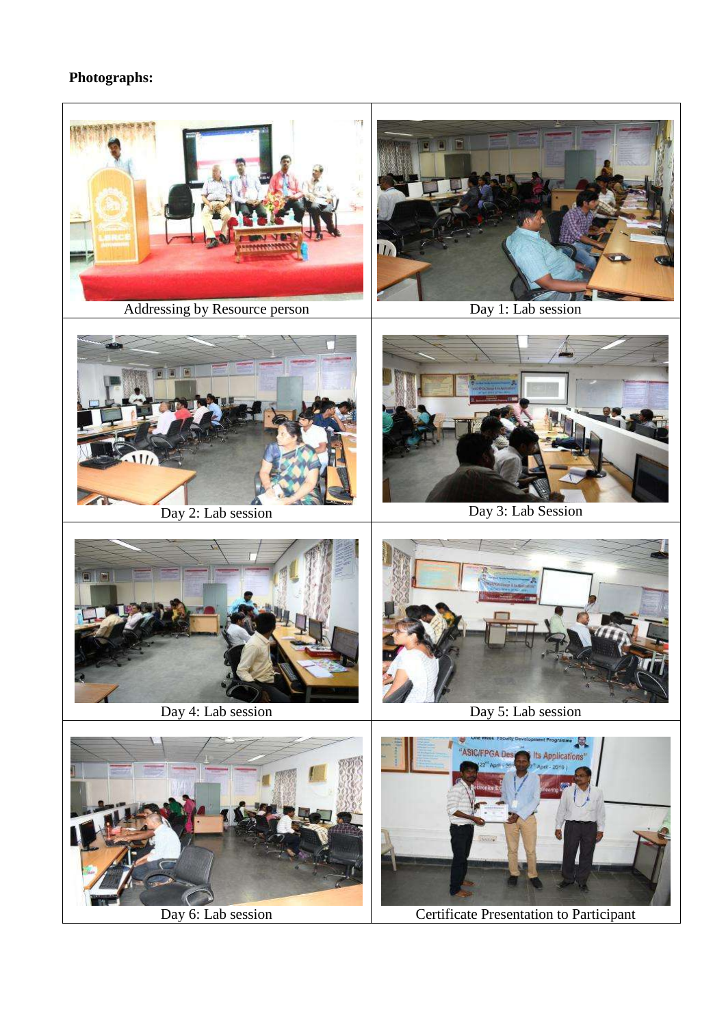**Photographs:**

| Addressing by Resource person | Day 1: Lab session |
|---|---|
| Day 2: Lab session | Day 3: Lab Session |
| Day 4: Lab session | Day 5: Lab session |
| Day 6: Lab session | Certificate Presentation to Participant |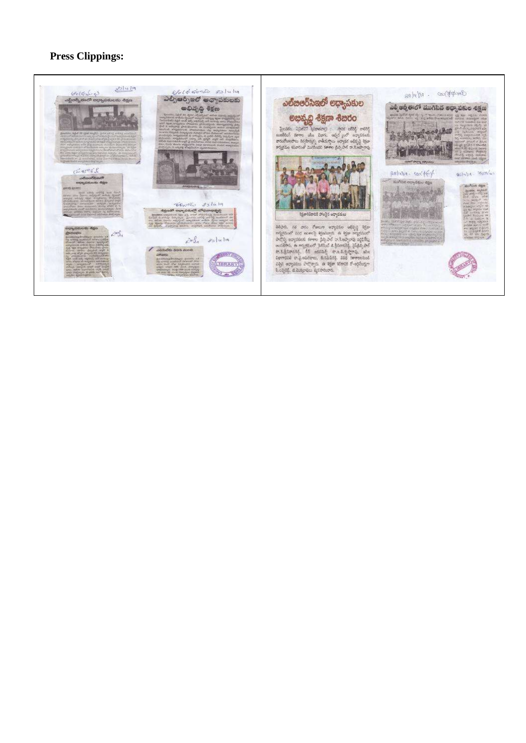**Press Clippings:**